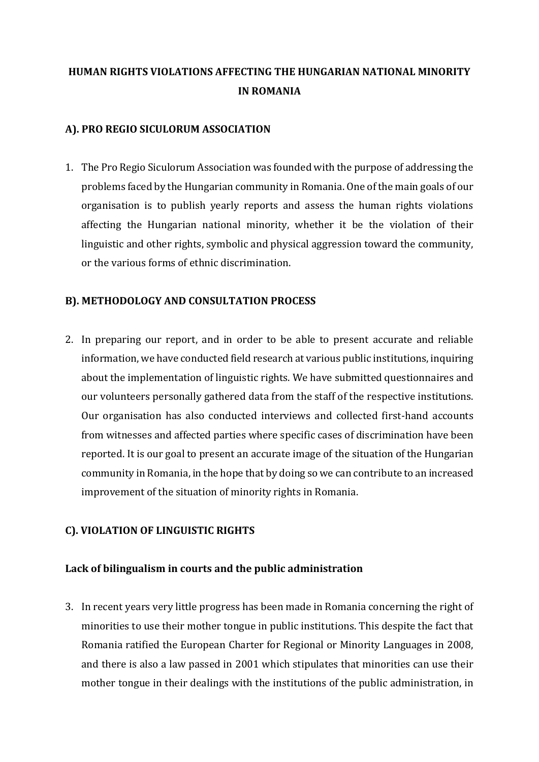# HUMAN RIGHTS VIOLATIONS AFFECTING THE HUNGARIAN NATIONAL MINORITY IN ROMANIA

## A). PRO REGIO SICULORUM ASSOCIATION

1. The Pro Regio Siculorum Association was founded with the purpose of addressing the problems faced by the Hungarian community in Romania. One of the main goals of our organisation is to publish yearly reports and assess the human rights violations affecting the Hungarian national minority, whether it be the violation of their linguistic and other rights, symbolic and physical aggression toward the community, or the various forms of ethnic discrimination.

## B). METHODOLOGY AND CONSULTATION PROCESS

2. In preparing our report, and in order to be able to present accurate and reliable information, we have conducted field research at various public institutions, inquiring about the implementation of linguistic rights. We have submitted questionnaires and our volunteers personally gathered data from the staff of the respective institutions. Our organisation has also conducted interviews and collected first-hand accounts from witnesses and affected parties where specific cases of discrimination have been reported. It is our goal to present an accurate image of the situation of the Hungarian community in Romania, in the hope that by doing so we can contribute to an increased improvement of the situation of minority rights in Romania.

## C). VIOLATION OF LINGUISTIC RIGHTS

### Lack of bilingualism in courts and the public administration

3. In recent years very little progress has been made in Romania concerning the right of minorities to use their mother tongue in public institutions. This despite the fact that Romania ratified the European Charter for Regional or Minority Languages in 2008, and there is also a law passed in 2001 which stipulates that minorities can use their mother tongue in their dealings with the institutions of the public administration, in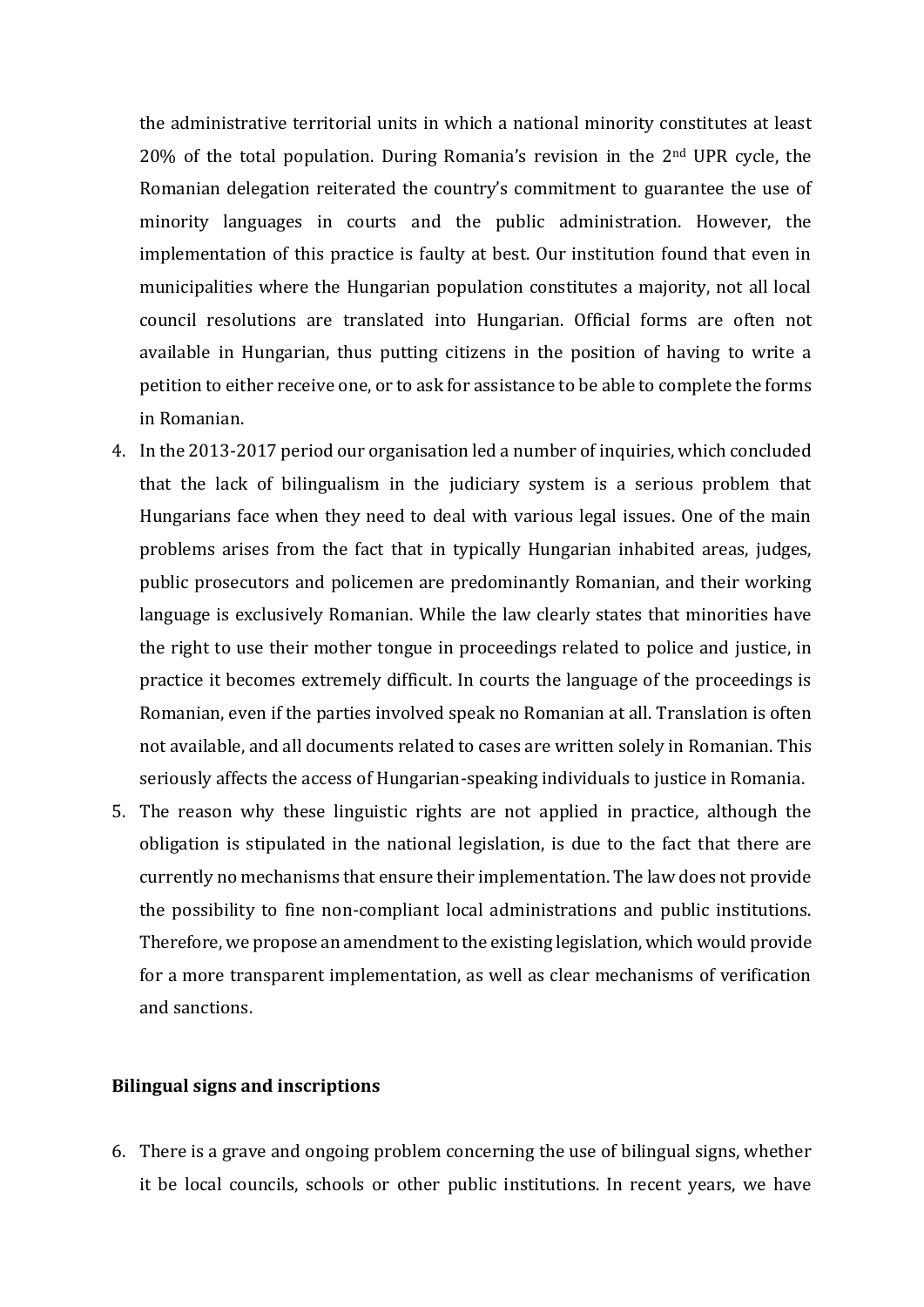the administrative territorial units in which a national minority constitutes at least 20% of the total population. During Romania's revision in the 2nd UPR cycle, the Romanian delegation reiterated the country's commitment to guarantee the use of minority languages in courts and the public administration. However, the implementation of this practice is faulty at best. Our institution found that even in municipalities where the Hungarian population constitutes a majority, not all local council resolutions are translated into Hungarian. Official forms are often not available in Hungarian, thus putting citizens in the position of having to write a petition to either receive one, or to ask for assistance to be able to complete the forms in Romanian.

4. In the 2013-2017 period our organisation led a number of inquiries, which concluded that the lack of bilingualism in the judiciary system is a serious problem that Hungarians face when they need to deal with various legal issues. One of the main problems arises from the fact that in typically Hungarian inhabited areas, judges, public prosecutors and policemen are predominantly Romanian, and their working language is exclusively Romanian. While the law clearly states that minorities have the right to use their mother tongue in proceedings related to police and justice, in practice it becomes extremely difficult. In courts the language of the proceedings is Romanian, even if the parties involved speak no Romanian at all. Translation is often not available, and all documents related to cases are written solely in Romanian. This seriously affects the access of Hungarian-speaking individuals to justice in Romania.
5. The reason why these linguistic rights are not applied in practice, although the obligation is stipulated in the national legislation, is due to the fact that there are currently no mechanisms that ensure their implementation. The law does not provide the possibility to fine non-compliant local administrations and public institutions. Therefore, we propose an amendment to the existing legislation, which would provide for a more transparent implementation, as well as clear mechanisms of verification and sanctions.

**Bilingual signs and inscriptions**

6. There is a grave and ongoing problem concerning the use of bilingual signs, whether it be local councils, schools or other public institutions. In recent years, we have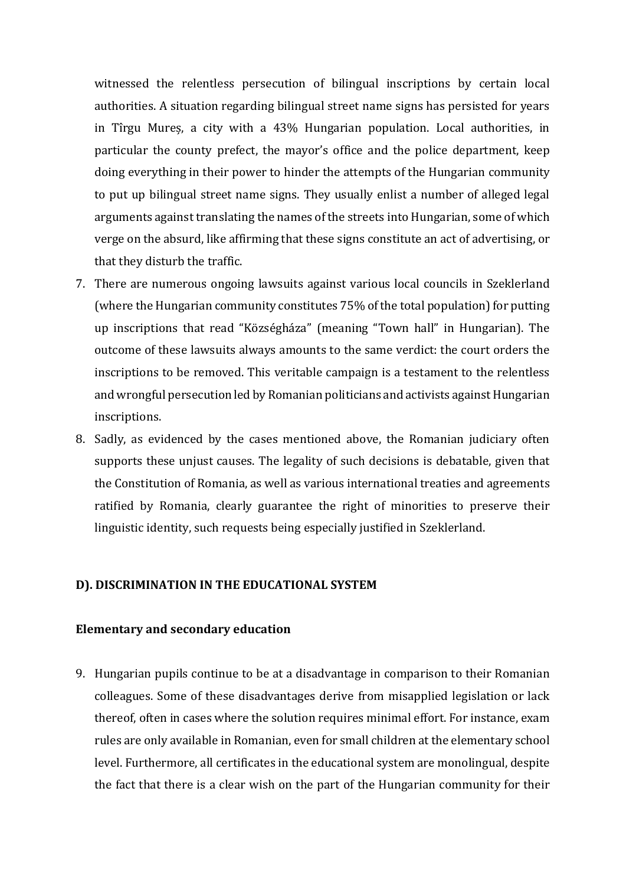witnessed the relentless persecution of bilingual inscriptions by certain local authorities. A situation regarding bilingual street name signs has persisted for years in Tîrgu Mureș, a city with a 43% Hungarian population. Local authorities, in particular the county prefect, the mayor's office and the police department, keep doing everything in their power to hinder the attempts of the Hungarian community to put up bilingual street name signs. They usually enlist a number of alleged legal arguments against translating the names of the streets into Hungarian, some of which verge on the absurd, like affirming that these signs constitute an act of advertising, or that they disturb the traffic.

7. There are numerous ongoing lawsuits against various local councils in Szeklerland (where the Hungarian community constitutes 75% of the total population) for putting up inscriptions that read "Községháza" (meaning "Town hall" in Hungarian). The outcome of these lawsuits always amounts to the same verdict: the court orders the inscriptions to be removed. This veritable campaign is a testament to the relentless and wrongful persecution led by Romanian politicians and activists against Hungarian inscriptions.
8. Sadly, as evidenced by the cases mentioned above, the Romanian judiciary often supports these unjust causes. The legality of such decisions is debatable, given that the Constitution of Romania, as well as various international treaties and agreements ratified by Romania, clearly guarantee the right of minorities to preserve their linguistic identity, such requests being especially justified in Szeklerland.

## D). DISCRIMINATION IN THE EDUCATIONAL SYSTEM

### Elementary and secondary education

9. Hungarian pupils continue to be at a disadvantage in comparison to their Romanian colleagues. Some of these disadvantages derive from misapplied legislation or lack thereof, often in cases where the solution requires minimal effort. For instance, exam rules are only available in Romanian, even for small children at the elementary school level. Furthermore, all certificates in the educational system are monolingual, despite the fact that there is a clear wish on the part of the Hungarian community for their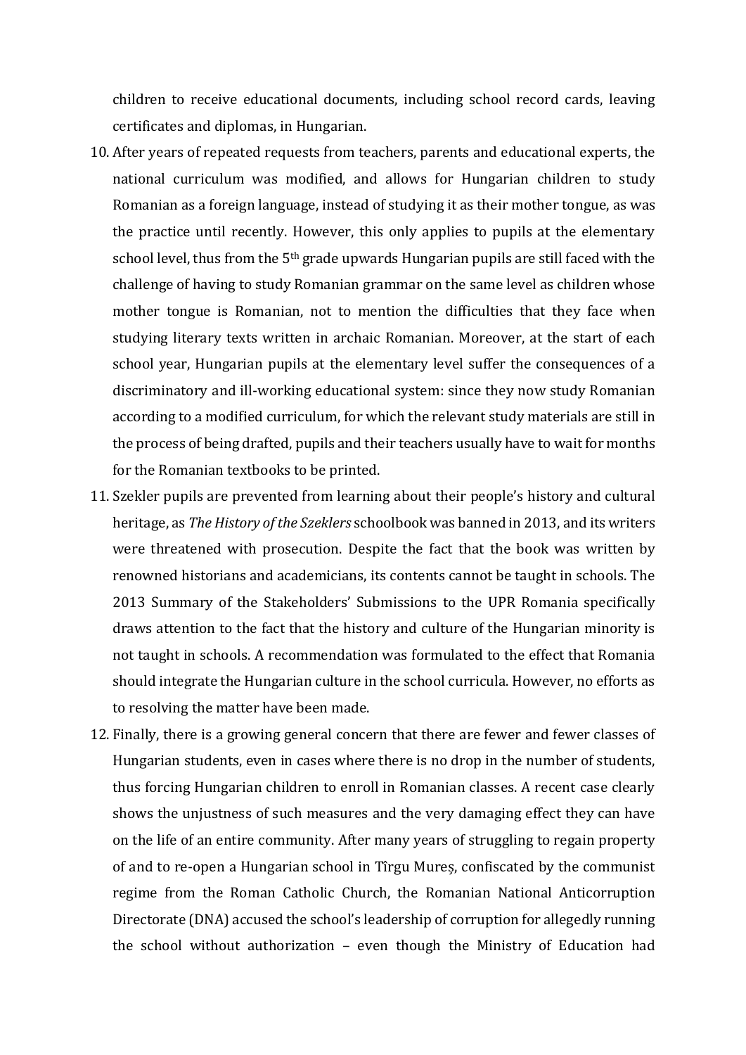children to receive educational documents, including school record cards, leaving certificates and diplomas, in Hungarian.

10. After years of repeated requests from teachers, parents and educational experts, the national curriculum was modified, and allows for Hungarian children to study Romanian as a foreign language, instead of studying it as their mother tongue, as was the practice until recently. However, this only applies to pupils at the elementary school level, thus from the 5th grade upwards Hungarian pupils are still faced with the challenge of having to study Romanian grammar on the same level as children whose mother tongue is Romanian, not to mention the difficulties that they face when studying literary texts written in archaic Romanian. Moreover, at the start of each school year, Hungarian pupils at the elementary level suffer the consequences of a discriminatory and ill-working educational system: since they now study Romanian according to a modified curriculum, for which the relevant study materials are still in the process of being drafted, pupils and their teachers usually have to wait for months for the Romanian textbooks to be printed.
11. Szekler pupils are prevented from learning about their people's history and cultural heritage, as *The History of the Szeklers* schoolbook was banned in 2013, and its writers were threatened with prosecution. Despite the fact that the book was written by renowned historians and academicians, its contents cannot be taught in schools. The 2013 Summary of the Stakeholders' Submissions to the UPR Romania specifically draws attention to the fact that the history and culture of the Hungarian minority is not taught in schools. A recommendation was formulated to the effect that Romania should integrate the Hungarian culture in the school curricula. However, no efforts as to resolving the matter have been made.
12. Finally, there is a growing general concern that there are fewer and fewer classes of Hungarian students, even in cases where there is no drop in the number of students, thus forcing Hungarian children to enroll in Romanian classes. A recent case clearly shows the unjustness of such measures and the very damaging effect they can have on the life of an entire community. After many years of struggling to regain property of and to re-open a Hungarian school in Tîrgu Mureș, confiscated by the communist regime from the Roman Catholic Church, the Romanian National Anticorruption Directorate (DNA) accused the school's leadership of corruption for allegedly running the school without authorization – even though the Ministry of Education had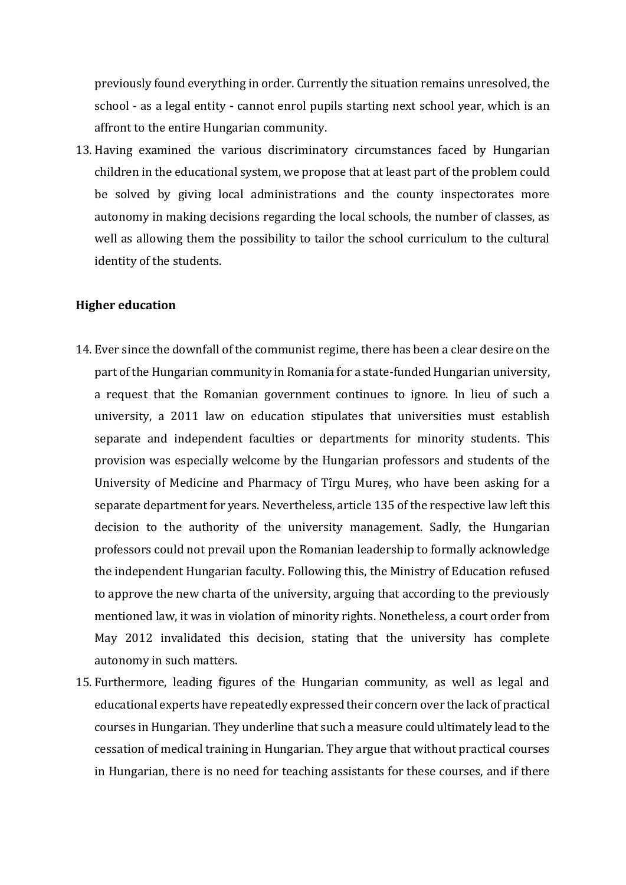previously found everything in order. Currently the situation remains unresolved, the school - as a legal entity - cannot enrol pupils starting next school year, which is an affront to the entire Hungarian community.

13. Having examined the various discriminatory circumstances faced by Hungarian children in the educational system, we propose that at least part of the problem could be solved by giving local administrations and the county inspectorates more autonomy in making decisions regarding the local schools, the number of classes, as well as allowing them the possibility to tailor the school curriculum to the cultural identity of the students.

**Higher education**

14. Ever since the downfall of the communist regime, there has been a clear desire on the part of the Hungarian community in Romania for a state-funded Hungarian university, a request that the Romanian government continues to ignore. In lieu of such a university, a 2011 law on education stipulates that universities must establish separate and independent faculties or departments for minority students. This provision was especially welcome by the Hungarian professors and students of the University of Medicine and Pharmacy of Tîrgu Mureș, who have been asking for a separate department for years. Nevertheless, article 135 of the respective law left this decision to the authority of the university management. Sadly, the Hungarian professors could not prevail upon the Romanian leadership to formally acknowledge the independent Hungarian faculty. Following this, the Ministry of Education refused to approve the new charta of the university, arguing that according to the previously mentioned law, it was in violation of minority rights. Nonetheless, a court order from May 2012 invalidated this decision, stating that the university has complete autonomy in such matters.
15. Furthermore, leading figures of the Hungarian community, as well as legal and educational experts have repeatedly expressed their concern over the lack of practical courses in Hungarian. They underline that such a measure could ultimately lead to the cessation of medical training in Hungarian. They argue that without practical courses in Hungarian, there is no need for teaching assistants for these courses, and if there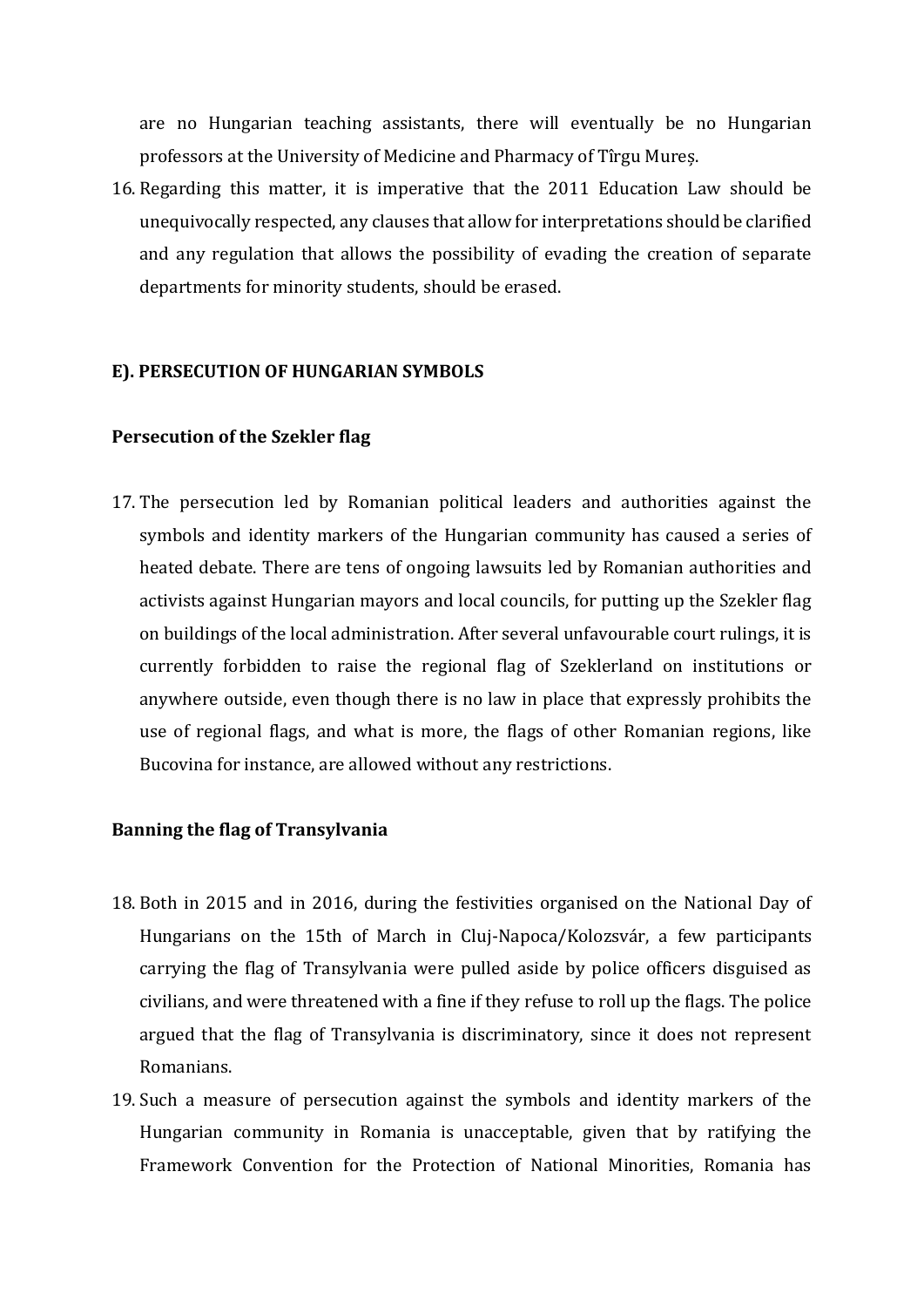are no Hungarian teaching assistants, there will eventually be no Hungarian professors at the University of Medicine and Pharmacy of Tîrgu Mureș.

16. Regarding this matter, it is imperative that the 2011 Education Law should be unequivocally respected, any clauses that allow for interpretations should be clarified and any regulation that allows the possibility of evading the creation of separate departments for minority students, should be erased.

**E). PERSECUTION OF HUNGARIAN SYMBOLS**

**Persecution of the Szekler flag**

17. The persecution led by Romanian political leaders and authorities against the symbols and identity markers of the Hungarian community has caused a series of heated debate. There are tens of ongoing lawsuits led by Romanian authorities and activists against Hungarian mayors and local councils, for putting up the Szekler flag on buildings of the local administration. After several unfavourable court rulings, it is currently forbidden to raise the regional flag of Szeklerland on institutions or anywhere outside, even though there is no law in place that expressly prohibits the use of regional flags, and what is more, the flags of other Romanian regions, like Bucovina for instance, are allowed without any restrictions.

**Banning the flag of Transylvania**

18. Both in 2015 and in 2016, during the festivities organised on the National Day of Hungarians on the 15th of March in Cluj-Napoca/Kolozsvár, a few participants carrying the flag of Transylvania were pulled aside by police officers disguised as civilians, and were threatened with a fine if they refuse to roll up the flags. The police argued that the flag of Transylvania is discriminatory, since it does not represent Romanians.

19. Such a measure of persecution against the symbols and identity markers of the Hungarian community in Romania is unacceptable, given that by ratifying the Framework Convention for the Protection of National Minorities, Romania has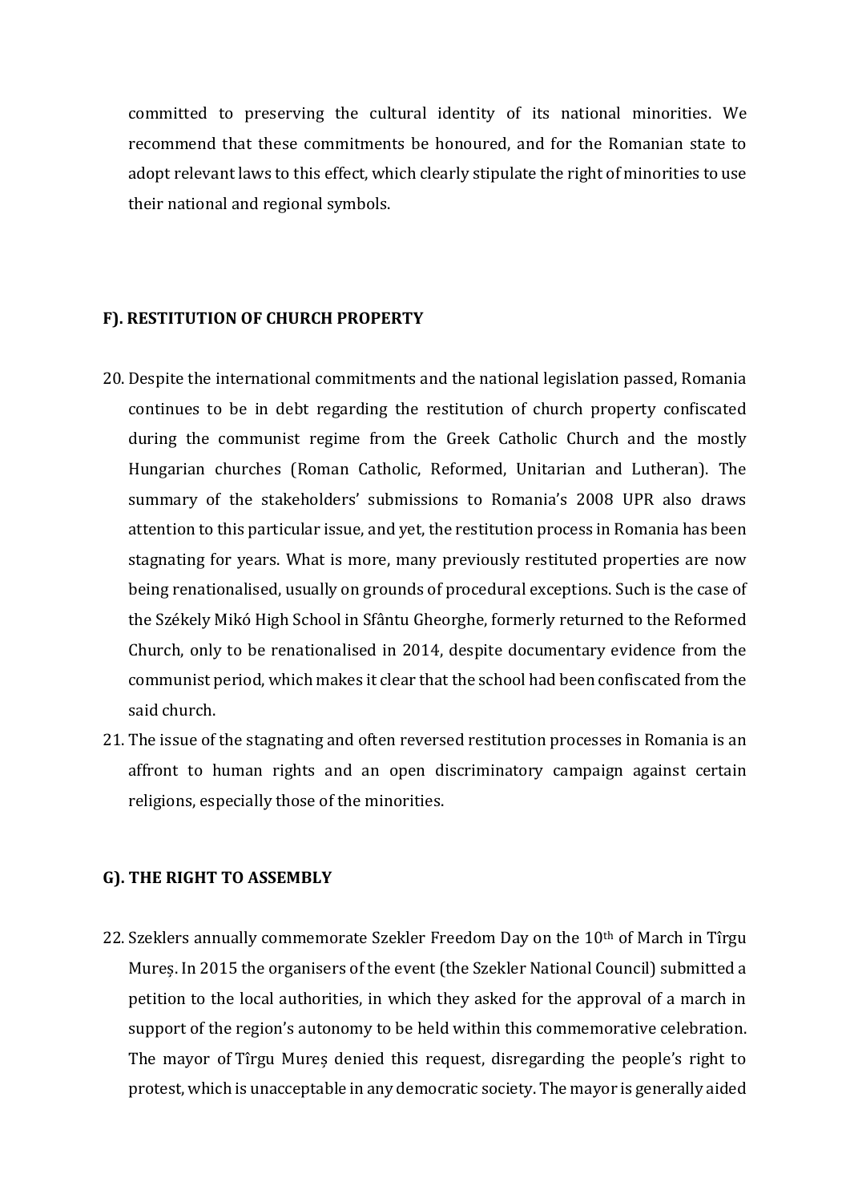committed to preserving the cultural identity of its national minorities. We recommend that these commitments be honoured, and for the Romanian state to adopt relevant laws to this effect, which clearly stipulate the right of minorities to use their national and regional symbols.

## F). RESTITUTION OF CHURCH PROPERTY

20. Despite the international commitments and the national legislation passed, Romania continues to be in debt regarding the restitution of church property confiscated during the communist regime from the Greek Catholic Church and the mostly Hungarian churches (Roman Catholic, Reformed, Unitarian and Lutheran). The summary of the stakeholders' submissions to Romania's 2008 UPR also draws attention to this particular issue, and yet, the restitution process in Romania has been stagnating for years. What is more, many previously restituted properties are now being renationalised, usually on grounds of procedural exceptions. Such is the case of the Székely Mikó High School in Sfântu Gheorghe, formerly returned to the Reformed Church, only to be renationalised in 2014, despite documentary evidence from the communist period, which makes it clear that the school had been confiscated from the said church.
21. The issue of the stagnating and often reversed restitution processes in Romania is an affront to human rights and an open discriminatory campaign against certain religions, especially those of the minorities.

## G). THE RIGHT TO ASSEMBLY

22. Szeklers annually commemorate Szekler Freedom Day on the 10th of March in Tîrgu Mureș. In 2015 the organisers of the event (the Szekler National Council) submitted a petition to the local authorities, in which they asked for the approval of a march in support of the region's autonomy to be held within this commemorative celebration. The mayor of Tîrgu Mureș denied this request, disregarding the people's right to protest, which is unacceptable in any democratic society. The mayor is generally aided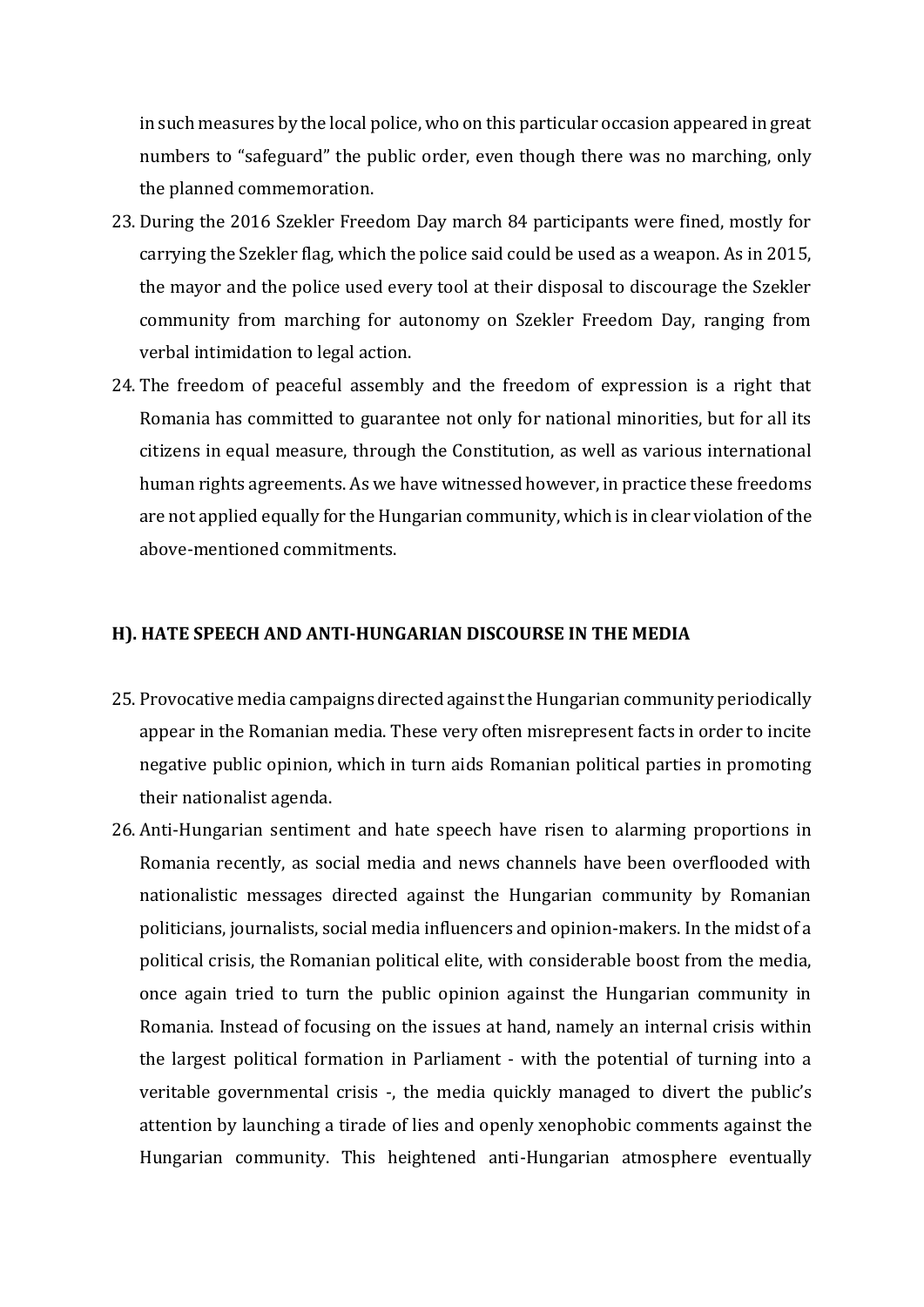in such measures by the local police, who on this particular occasion appeared in great numbers to "safeguard" the public order, even though there was no marching, only the planned commemoration.

23. During the 2016 Szekler Freedom Day march 84 participants were fined, mostly for carrying the Szekler flag, which the police said could be used as a weapon. As in 2015, the mayor and the police used every tool at their disposal to discourage the Szekler community from marching for autonomy on Szekler Freedom Day, ranging from verbal intimidation to legal action.
24. The freedom of peaceful assembly and the freedom of expression is a right that Romania has committed to guarantee not only for national minorities, but for all its citizens in equal measure, through the Constitution, as well as various international human rights agreements. As we have witnessed however, in practice these freedoms are not applied equally for the Hungarian community, which is in clear violation of the above-mentioned commitments.

## H). HATE SPEECH AND ANTI-HUNGARIAN DISCOURSE IN THE MEDIA

25. Provocative media campaigns directed against the Hungarian community periodically appear in the Romanian media. These very often misrepresent facts in order to incite negative public opinion, which in turn aids Romanian political parties in promoting their nationalist agenda.
26. Anti-Hungarian sentiment and hate speech have risen to alarming proportions in Romania recently, as social media and news channels have been overflooded with nationalistic messages directed against the Hungarian community by Romanian politicians, journalists, social media influencers and opinion-makers. In the midst of a political crisis, the Romanian political elite, with considerable boost from the media, once again tried to turn the public opinion against the Hungarian community in Romania. Instead of focusing on the issues at hand, namely an internal crisis within the largest political formation in Parliament - with the potential of turning into a veritable governmental crisis -, the media quickly managed to divert the public's attention by launching a tirade of lies and openly xenophobic comments against the Hungarian community. This heightened anti-Hungarian atmosphere eventually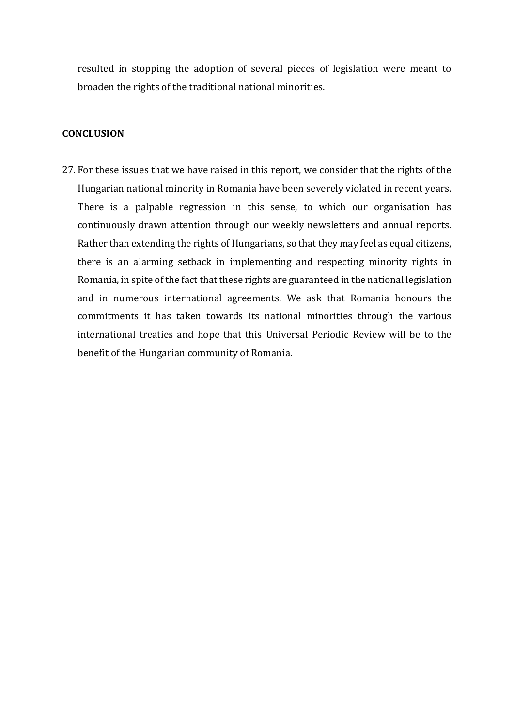resulted in stopping the adoption of several pieces of legislation were meant to broaden the rights of the traditional national minorities.

**CONCLUSION**

27. For these issues that we have raised in this report, we consider that the rights of the Hungarian national minority in Romania have been severely violated in recent years. There is a palpable regression in this sense, to which our organisation has continuously drawn attention through our weekly newsletters and annual reports. Rather than extending the rights of Hungarians, so that they may feel as equal citizens, there is an alarming setback in implementing and respecting minority rights in Romania, in spite of the fact that these rights are guaranteed in the national legislation and in numerous international agreements. We ask that Romania honours the commitments it has taken towards its national minorities through the various international treaties and hope that this Universal Periodic Review will be to the benefit of the Hungarian community of Romania.